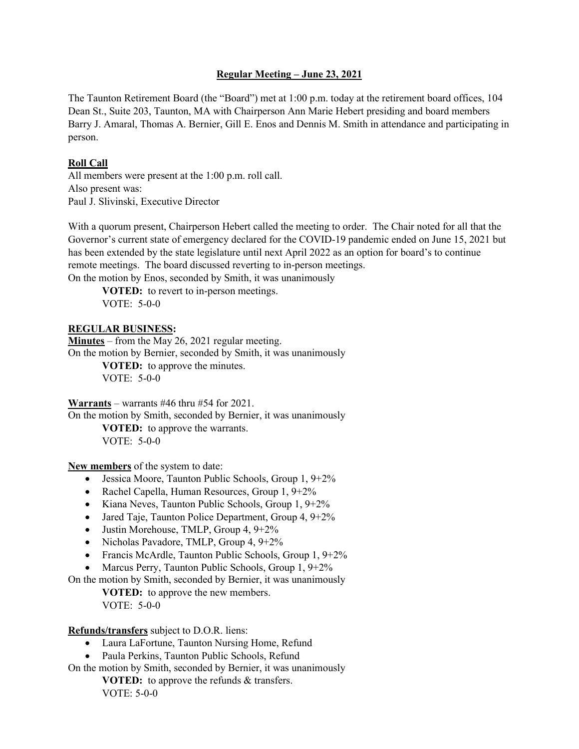# Regular Meeting – June 23, 2021

The Taunton Retirement Board (the "Board") met at 1:00 p.m. today at the retirement board offices, 104 Dean St., Suite 203, Taunton, MA with Chairperson Ann Marie Hebert presiding and board members Barry J. Amaral, Thomas A. Bernier, Gill E. Enos and Dennis M. Smith in attendance and participating in person.

## Roll Call

All members were present at the 1:00 p.m. roll call.
Also present was:
Paul J. Slivinski, Executive Director

With a quorum present, Chairperson Hebert called the meeting to order. The Chair noted for all that the Governor's current state of emergency declared for the COVID-19 pandemic ended on June 15, 2021 but has been extended by the state legislature until next April 2022 as an option for board's to continue remote meetings. The board discussed reverting to in-person meetings.
On the motion by Enos, seconded by Smith, it was unanimously

> **VOTED:** to revert to in-person meetings.
> VOTE: 5-0-0

## REGULAR BUSINESS:

**Minutes** – from the May 26, 2021 regular meeting.
On the motion by Bernier, seconded by Smith, it was unanimously

> **VOTED:** to approve the minutes.
> VOTE: 5-0-0

**Warrants** – warrants #46 thru #54 for 2021.
On the motion by Smith, seconded by Bernier, it was unanimously

> **VOTED:** to approve the warrants.
> VOTE: 5-0-0

**New members** of the system to date:

- Jessica Moore, Taunton Public Schools, Group 1, 9+2%
- Rachel Capella, Human Resources, Group 1, 9+2%
- Kiana Neves, Taunton Public Schools, Group 1, 9+2%
- Jared Taje, Taunton Police Department, Group 4, 9+2%
- Justin Morehouse, TMLP, Group 4, 9+2%
- Nicholas Pavadore, TMLP, Group 4, 9+2%
- Francis McArdle, Taunton Public Schools, Group 1, 9+2%
- Marcus Perry, Taunton Public Schools, Group 1, 9+2%

On the motion by Smith, seconded by Bernier, it was unanimously

> **VOTED:** to approve the new members.
> VOTE: 5-0-0

**Refunds/transfers** subject to D.O.R. liens:

- Laura LaFortune, Taunton Nursing Home, Refund
- Paula Perkins, Taunton Public Schools, Refund

On the motion by Smith, seconded by Bernier, it was unanimously

> **VOTED:** to approve the refunds & transfers.
> VOTE: 5-0-0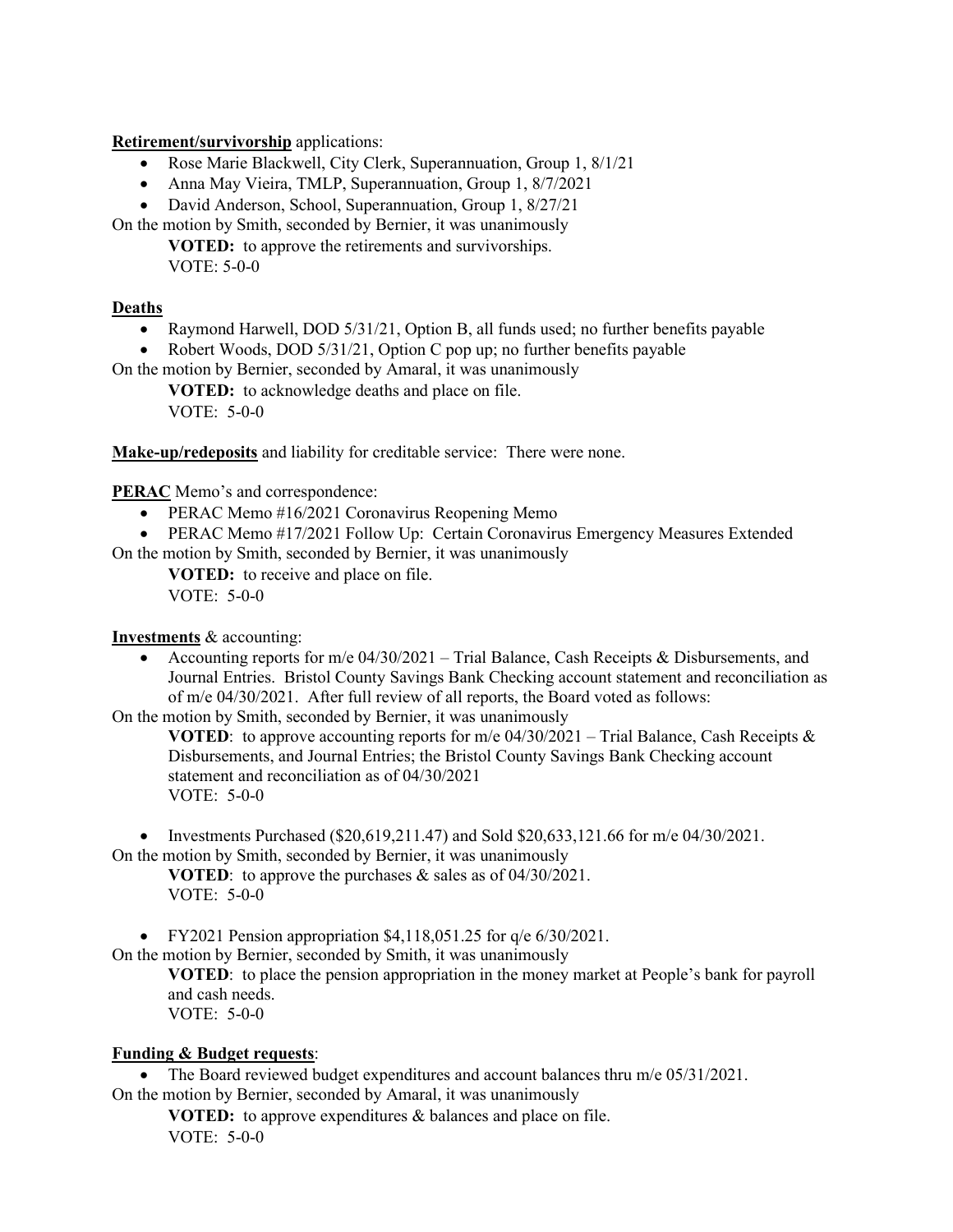**Retirement/survivorship** applications:

- Rose Marie Blackwell, City Clerk, Superannuation, Group 1, 8/1/21
- Anna May Vieira, TMLP, Superannuation, Group 1, 8/7/2021
- David Anderson, School, Superannuation, Group 1, 8/27/21

On the motion by Smith, seconded by Bernier, it was unanimously

**VOTED:** to approve the retirements and survivorships.
VOTE: 5-0-0

**Deaths**

- Raymond Harwell, DOD 5/31/21, Option B, all funds used; no further benefits payable
- Robert Woods, DOD 5/31/21, Option C pop up; no further benefits payable

On the motion by Bernier, seconded by Amaral, it was unanimously

**VOTED:** to acknowledge deaths and place on file.
VOTE: 5-0-0

**Make-up/redeposits** and liability for creditable service: There were none.

**PERAC** Memo's and correspondence:

- PERAC Memo #16/2021 Coronavirus Reopening Memo
- PERAC Memo #17/2021 Follow Up: Certain Coronavirus Emergency Measures Extended

On the motion by Smith, seconded by Bernier, it was unanimously

**VOTED:** to receive and place on file.
VOTE: 5-0-0

**Investments** & accounting:

- Accounting reports for m/e 04/30/2021 – Trial Balance, Cash Receipts & Disbursements, and Journal Entries. Bristol County Savings Bank Checking account statement and reconciliation as of m/e 04/30/2021. After full review of all reports, the Board voted as follows:

On the motion by Smith, seconded by Bernier, it was unanimously

**VOTED**: to approve accounting reports for m/e 04/30/2021 – Trial Balance, Cash Receipts & Disbursements, and Journal Entries; the Bristol County Savings Bank Checking account statement and reconciliation as of 04/30/2021
VOTE: 5-0-0

- Investments Purchased ($20,619,211.47) and Sold $20,633,121.66 for m/e 04/30/2021.

On the motion by Smith, seconded by Bernier, it was unanimously

**VOTED**: to approve the purchases & sales as of 04/30/2021.
VOTE: 5-0-0

- FY2021 Pension appropriation $4,118,051.25 for q/e 6/30/2021.

On the motion by Bernier, seconded by Smith, it was unanimously

**VOTED**: to place the pension appropriation in the money market at People's bank for payroll and cash needs.
VOTE: 5-0-0

**Funding & Budget requests**:

- The Board reviewed budget expenditures and account balances thru m/e 05/31/2021.

On the motion by Bernier, seconded by Amaral, it was unanimously

**VOTED:** to approve expenditures & balances and place on file.
VOTE: 5-0-0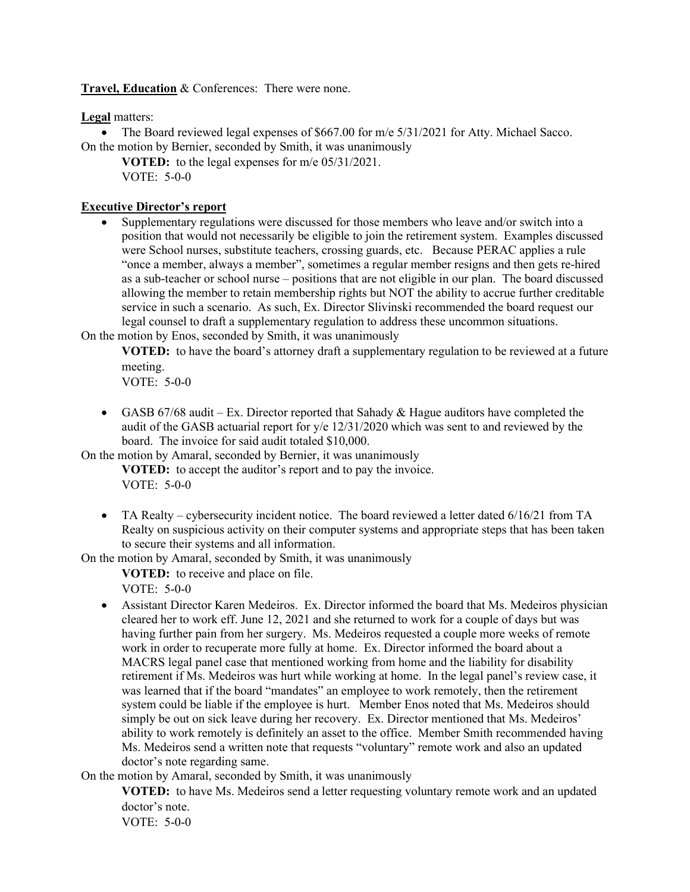**Travel, Education** & Conferences: There were none.

**Legal** matters:

- The Board reviewed legal expenses of $667.00 for m/e 5/31/2021 for Atty. Michael Sacco.

On the motion by Bernier, seconded by Smith, it was unanimously

**VOTED:** to the legal expenses for m/e 05/31/2021.
VOTE: 5-0-0

**Executive Director's report**

- Supplementary regulations were discussed for those members who leave and/or switch into a position that would not necessarily be eligible to join the retirement system. Examples discussed were School nurses, substitute teachers, crossing guards, etc. Because PERAC applies a rule "once a member, always a member", sometimes a regular member resigns and then gets re-hired as a sub-teacher or school nurse – positions that are not eligible in our plan. The board discussed allowing the member to retain membership rights but NOT the ability to accrue further creditable service in such a scenario. As such, Ex. Director Slivinski recommended the board request our legal counsel to draft a supplementary regulation to address these uncommon situations.

On the motion by Enos, seconded by Smith, it was unanimously

**VOTED:** to have the board's attorney draft a supplementary regulation to be reviewed at a future meeting.
VOTE: 5-0-0

- GASB 67/68 audit – Ex. Director reported that Sahady & Hague auditors have completed the audit of the GASB actuarial report for y/e 12/31/2020 which was sent to and reviewed by the board. The invoice for said audit totaled $10,000.

On the motion by Amaral, seconded by Bernier, it was unanimously

**VOTED:** to accept the auditor's report and to pay the invoice.
VOTE: 5-0-0

- TA Realty – cybersecurity incident notice. The board reviewed a letter dated 6/16/21 from TA Realty on suspicious activity on their computer systems and appropriate steps that has been taken to secure their systems and all information.

On the motion by Amaral, seconded by Smith, it was unanimously

**VOTED:** to receive and place on file.
VOTE: 5-0-0

- Assistant Director Karen Medeiros. Ex. Director informed the board that Ms. Medeiros physician cleared her to work eff. June 12, 2021 and she returned to work for a couple of days but was having further pain from her surgery. Ms. Medeiros requested a couple more weeks of remote work in order to recuperate more fully at home. Ex. Director informed the board about a MACRS legal panel case that mentioned working from home and the liability for disability retirement if Ms. Medeiros was hurt while working at home. In the legal panel's review case, it was learned that if the board "mandates" an employee to work remotely, then the retirement system could be liable if the employee is hurt. Member Enos noted that Ms. Medeiros should simply be out on sick leave during her recovery. Ex. Director mentioned that Ms. Medeiros' ability to work remotely is definitely an asset to the office. Member Smith recommended having Ms. Medeiros send a written note that requests "voluntary" remote work and also an updated doctor's note regarding same.

On the motion by Amaral, seconded by Smith, it was unanimously

**VOTED:** to have Ms. Medeiros send a letter requesting voluntary remote work and an updated doctor's note.
VOTE: 5-0-0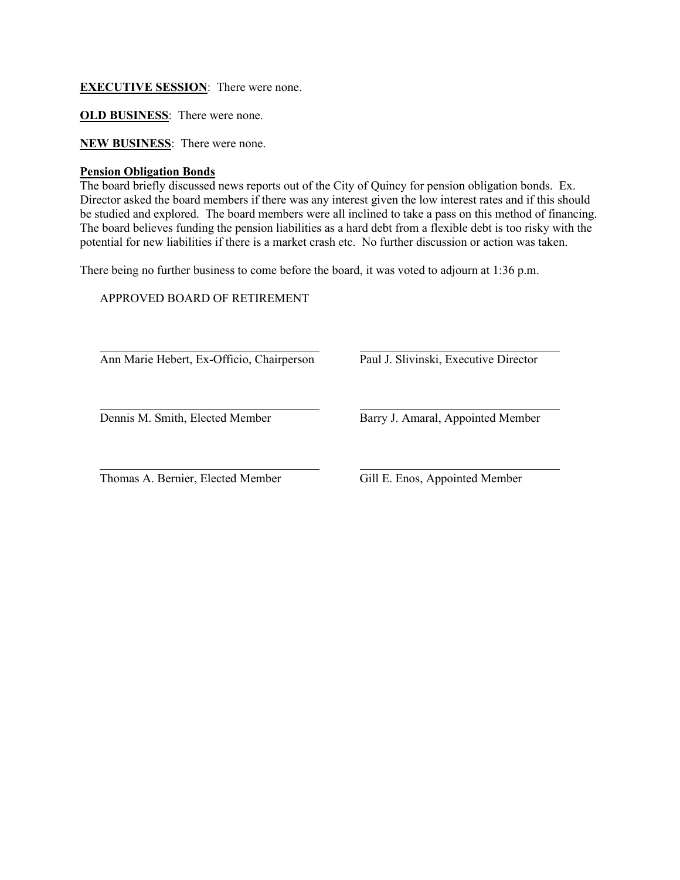**EXECUTIVE SESSION**: There were none.

**OLD BUSINESS**: There were none.

**NEW BUSINESS**: There were none.

**Pension Obligation Bonds**

The board briefly discussed news reports out of the City of Quincy for pension obligation bonds. Ex. Director asked the board members if there was any interest given the low interest rates and if this should be studied and explored. The board members were all inclined to take a pass on this method of financing. The board believes funding the pension liabilities as a hard debt from a flexible debt is too risky with the potential for new liabilities if there is a market crash etc. No further discussion or action was taken.

There being no further business to come before the board, it was voted to adjourn at 1:36 p.m.

APPROVED BOARD OF RETIREMENT

Ann Marie Hebert, Ex-Officio, Chairperson

Paul J. Slivinski, Executive Director

Dennis M. Smith, Elected Member

Barry J. Amaral, Appointed Member

Thomas A. Bernier, Elected Member

Gill E. Enos, Appointed Member